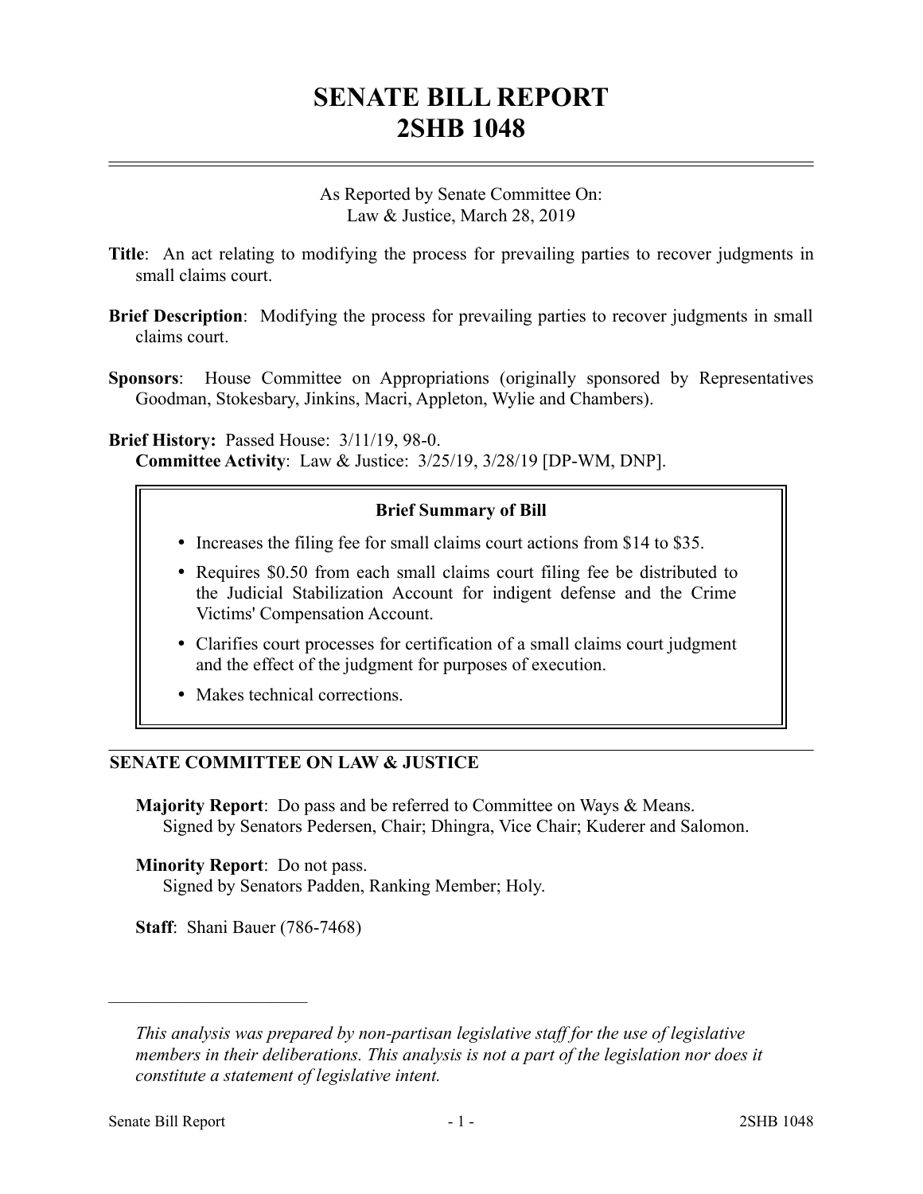# SENATE BILL REPORT
# 2SHB 1048

As Reported by Senate Committee On:
Law & Justice, March 28, 2019

**Title**: An act relating to modifying the process for prevailing parties to recover judgments in small claims court.

**Brief Description**: Modifying the process for prevailing parties to recover judgments in small claims court.

**Sponsors**: House Committee on Appropriations (originally sponsored by Representatives Goodman, Stokesbary, Jinkins, Macri, Appleton, Wylie and Chambers).

**Brief History:** Passed House: 3/11/19, 98-0.
**Committee Activity**: Law & Justice: 3/25/19, 3/28/19 [DP-WM, DNP].

**Brief Summary of Bill**

- Increases the filing fee for small claims court actions from $14 to $35.
- Requires $0.50 from each small claims court filing fee be distributed to the Judicial Stabilization Account for indigent defense and the Crime Victims' Compensation Account.
- Clarifies court processes for certification of a small claims court judgment and the effect of the judgment for purposes of execution.
- Makes technical corrections.

## SENATE COMMITTEE ON LAW & JUSTICE

**Majority Report**: Do pass and be referred to Committee on Ways & Means.
Signed by Senators Pedersen, Chair; Dhingra, Vice Chair; Kuderer and Salomon.

**Minority Report**: Do not pass.
Signed by Senators Padden, Ranking Member; Holy.

**Staff**: Shani Bauer (786-7468)

---

*This analysis was prepared by non-partisan legislative staff for the use of legislative members in their deliberations. This analysis is not a part of the legislation nor does it constitute a statement of legislative intent.*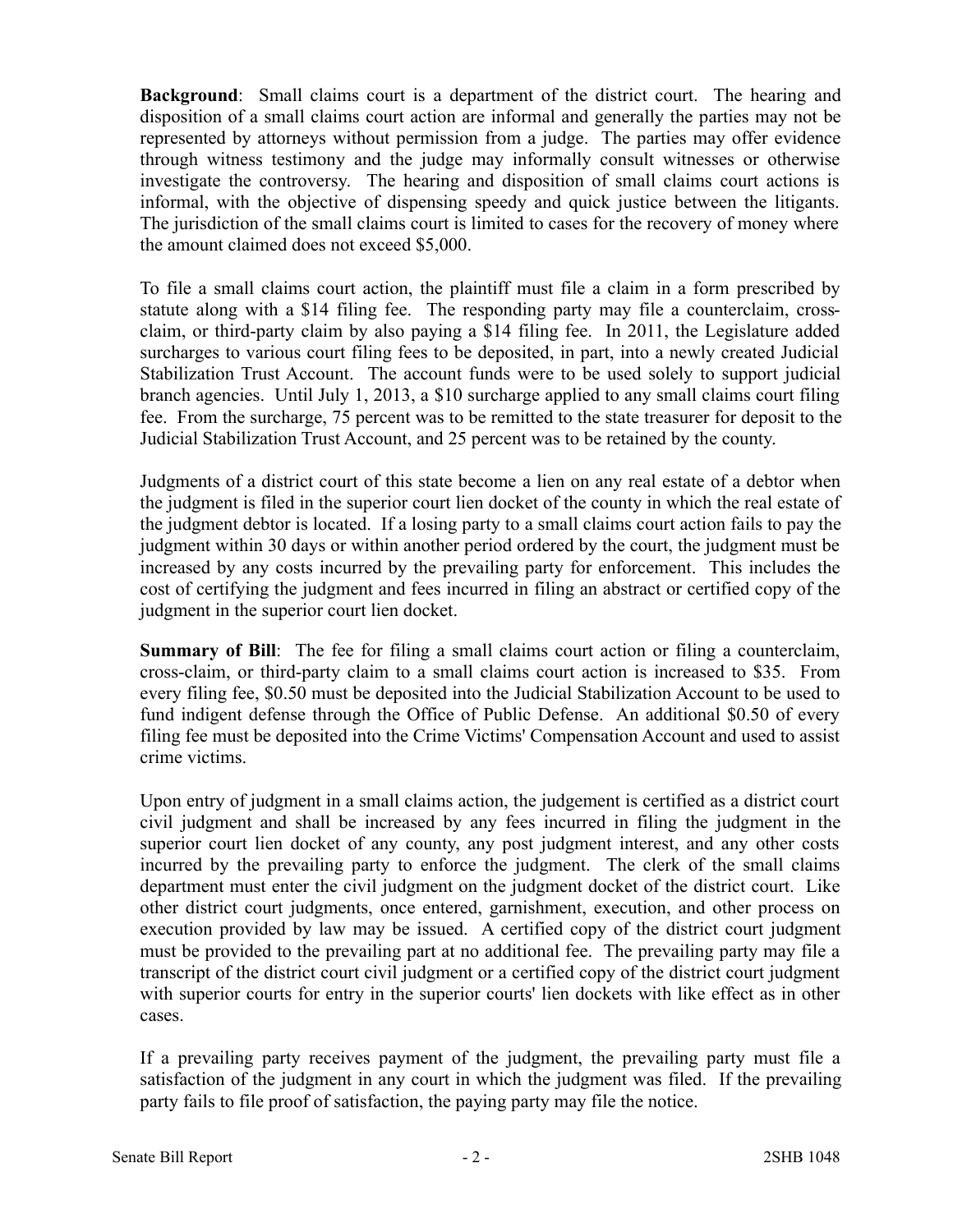**Background**: Small claims court is a department of the district court. The hearing and disposition of a small claims court action are informal and generally the parties may not be represented by attorneys without permission from a judge. The parties may offer evidence through witness testimony and the judge may informally consult witnesses or otherwise investigate the controversy. The hearing and disposition of small claims court actions is informal, with the objective of dispensing speedy and quick justice between the litigants. The jurisdiction of the small claims court is limited to cases for the recovery of money where the amount claimed does not exceed $5,000.

To file a small claims court action, the plaintiff must file a claim in a form prescribed by statute along with a $14 filing fee. The responding party may file a counterclaim, cross-claim, or third-party claim by also paying a $14 filing fee. In 2011, the Legislature added surcharges to various court filing fees to be deposited, in part, into a newly created Judicial Stabilization Trust Account. The account funds were to be used solely to support judicial branch agencies. Until July 1, 2013, a $10 surcharge applied to any small claims court filing fee. From the surcharge, 75 percent was to be remitted to the state treasurer for deposit to the Judicial Stabilization Trust Account, and 25 percent was to be retained by the county.

Judgments of a district court of this state become a lien on any real estate of a debtor when the judgment is filed in the superior court lien docket of the county in which the real estate of the judgment debtor is located. If a losing party to a small claims court action fails to pay the judgment within 30 days or within another period ordered by the court, the judgment must be increased by any costs incurred by the prevailing party for enforcement. This includes the cost of certifying the judgment and fees incurred in filing an abstract or certified copy of the judgment in the superior court lien docket.

**Summary of Bill**: The fee for filing a small claims court action or filing a counterclaim, cross-claim, or third-party claim to a small claims court action is increased to $35. From every filing fee, $0.50 must be deposited into the Judicial Stabilization Account to be used to fund indigent defense through the Office of Public Defense. An additional $0.50 of every filing fee must be deposited into the Crime Victims' Compensation Account and used to assist crime victims.

Upon entry of judgment in a small claims action, the judgement is certified as a district court civil judgment and shall be increased by any fees incurred in filing the judgment in the superior court lien docket of any county, any post judgment interest, and any other costs incurred by the prevailing party to enforce the judgment. The clerk of the small claims department must enter the civil judgment on the judgment docket of the district court. Like other district court judgments, once entered, garnishment, execution, and other process on execution provided by law may be issued. A certified copy of the district court judgment must be provided to the prevailing part at no additional fee. The prevailing party may file a transcript of the district court civil judgment or a certified copy of the district court judgment with superior courts for entry in the superior courts' lien dockets with like effect as in other cases.

If a prevailing party receives payment of the judgment, the prevailing party must file a satisfaction of the judgment in any court in which the judgment was filed. If the prevailing party fails to file proof of satisfaction, the paying party may file the notice.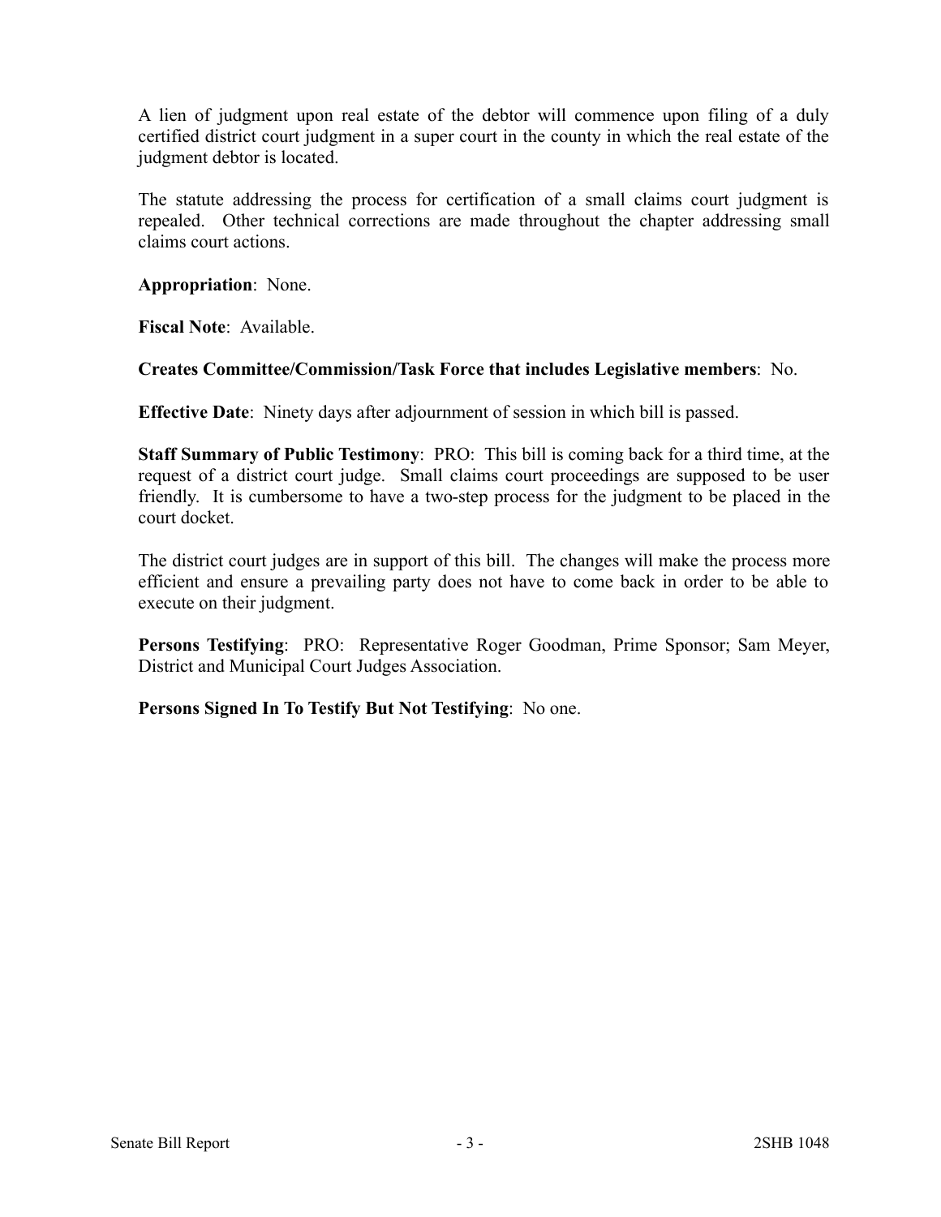A lien of judgment upon real estate of the debtor will commence upon filing of a duly certified district court judgment in a super court in the county in which the real estate of the judgment debtor is located.

The statute addressing the process for certification of a small claims court judgment is repealed. Other technical corrections are made throughout the chapter addressing small claims court actions.

**Appropriation**: None.

**Fiscal Note**: Available.

**Creates Committee/Commission/Task Force that includes Legislative members**: No.

**Effective Date**: Ninety days after adjournment of session in which bill is passed.

**Staff Summary of Public Testimony**: PRO: This bill is coming back for a third time, at the request of a district court judge. Small claims court proceedings are supposed to be user friendly. It is cumbersome to have a two-step process for the judgment to be placed in the court docket.

The district court judges are in support of this bill. The changes will make the process more efficient and ensure a prevailing party does not have to come back in order to be able to execute on their judgment.

**Persons Testifying**: PRO: Representative Roger Goodman, Prime Sponsor; Sam Meyer, District and Municipal Court Judges Association.

**Persons Signed In To Testify But Not Testifying**: No one.